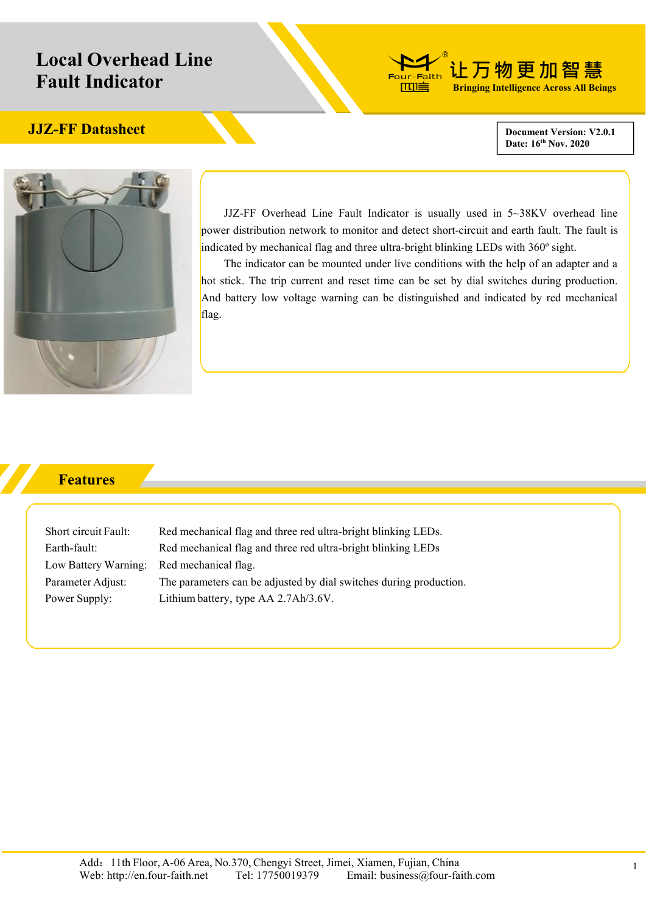# Local Overhead Line Fault Indicator

让万物更加智慧
Bringing Intelligence Across All Beings

## JJZ-FF Datasheet

**Document Version: V2.0.1**
**Date: 16th Nov. 2020**

JJZ-FF Overhead Line Fault Indicator is usually used in 5~38KV overhead line power distribution network to monitor and detect short-circuit and earth fault. The fault is indicated by mechanical flag and three ultra-bright blinking LEDs with 360º sight.

The indicator can be mounted under live conditions with the help of an adapter and a hot stick. The trip current and reset time can be set by dial switches during production. And battery low voltage warning can be distinguished and indicated by red mechanical flag.

## Features

| | |
|---|---|
| Short circuit Fault: | Red mechanical flag and three red ultra-bright blinking LEDs. |
| Earth-fault: | Red mechanical flag and three red ultra-bright blinking LEDs |
| Low Battery Warning: | Red mechanical flag. |
| Parameter Adjust: | The parameters can be adjusted by dial switches during production. |
| Power Supply: | Lithium battery, type AA 2.7Ah/3.6V. |

Add：11th Floor, A-06 Area, No.370, Chengyi Street, Jimei, Xiamen, Fujian, China
Web: http://en.four-faith.net Tel: 17750019379 Email: business@four-faith.com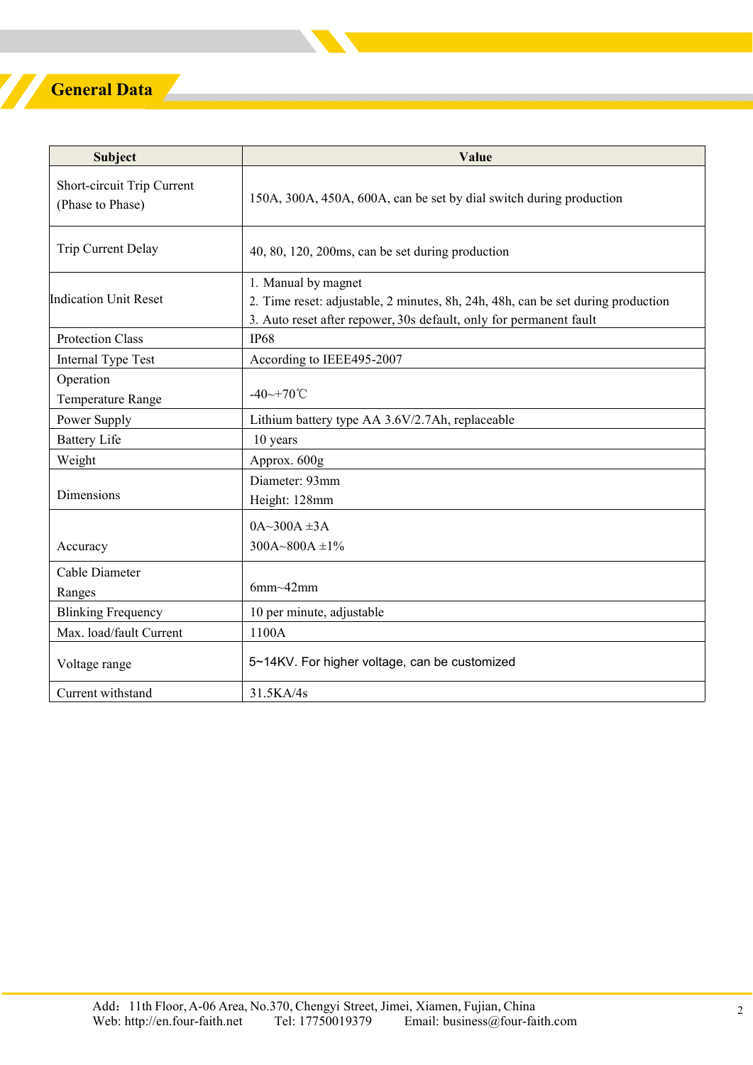## General Data

| Subject | Value |
|---|---|
| Short-circuit Trip Current (Phase to Phase) | 150A, 300A, 450A, 600A, can be set by dial switch during production |
| Trip Current Delay | 40, 80, 120, 200ms, can be set during production |
| Indication Unit Reset | 1. Manual by magnet<br>2. Time reset: adjustable, 2 minutes, 8h, 24h, 48h, can be set during production<br>3. Auto reset after repower, 30s default, only for permanent fault |
| Protection Class | IP68 |
| Internal Type Test | According to IEEE495-2007 |
| Operation Temperature Range | -40~+70℃ |
| Power Supply | Lithium battery type AA 3.6V/2.7Ah, replaceable |
| Battery Life | 10 years |
| Weight | Approx. 600g |
| Dimensions | Diameter: 93mm<br>Height: 128mm |
| Accuracy | 0A~300A ±3A<br>300A~800A ±1% |
| Cable Diameter Ranges | 6mm~42mm |
| Blinking Frequency | 10 per minute, adjustable |
| Max. load/fault Current | 1100A |
| Voltage range | 5~14KV. For higher voltage, can be customized |
| Current withstand | 31.5KA/4s |

Add：11th Floor, A-06 Area, No.370, Chengyi Street, Jimei, Xiamen, Fujian, China
Web: http://en.four-faith.net Tel: 17750019379 Email: business@four-faith.com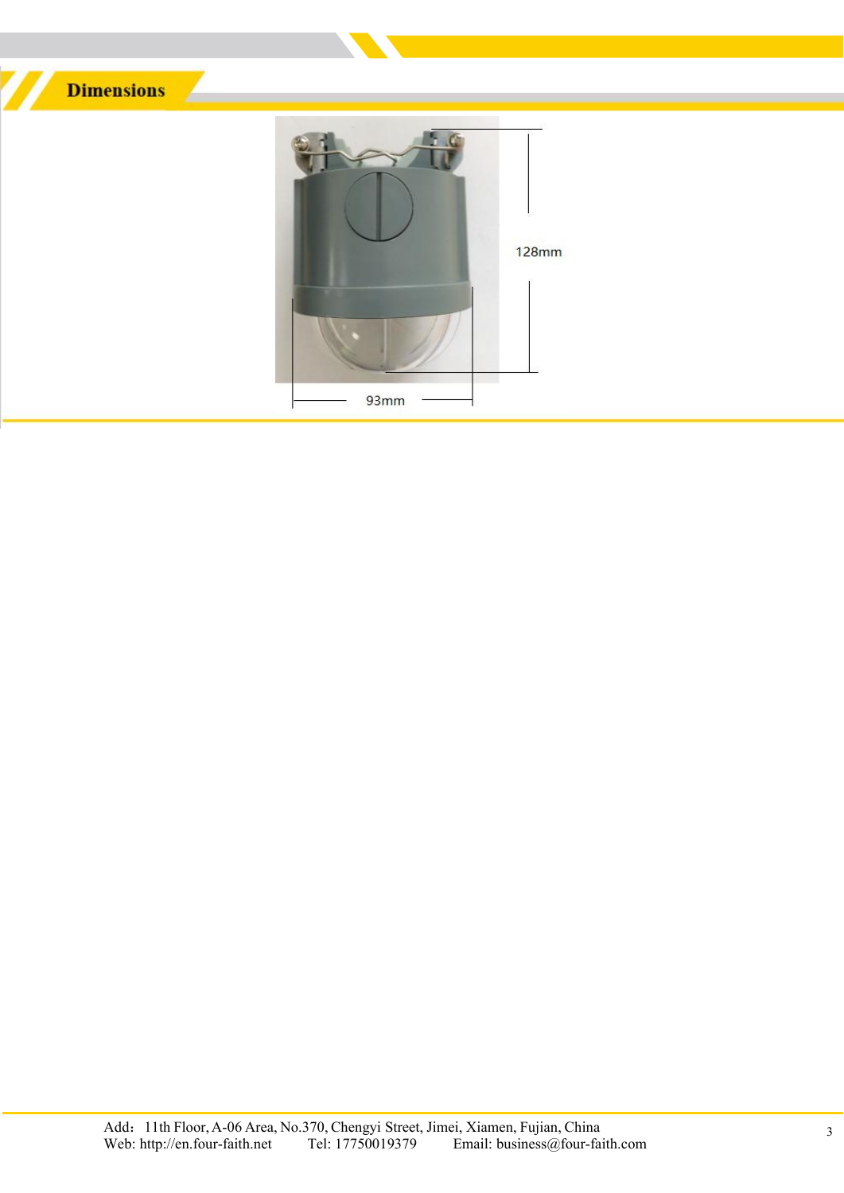## Dimensions

128mm

93mm